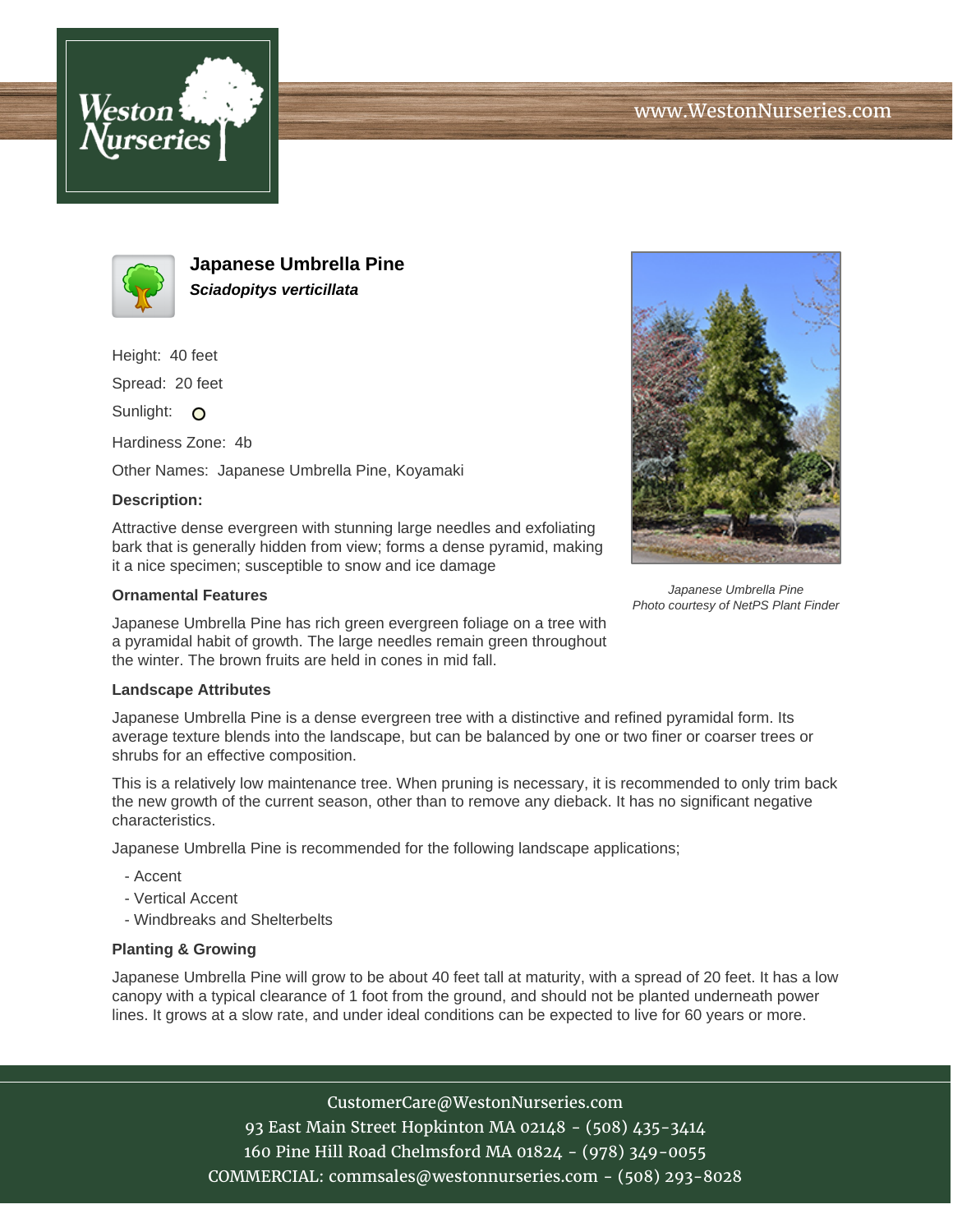# Japanese Umbrella Pine

***Sciadopitys verticillata***

Height: 40 feet

Spread: 20 feet

Sunlight: ○

Hardiness Zone: 4b

Other Names: Japanese Umbrella Pine, Koyamaki

### Description:

Attractive dense evergreen with stunning large needles and exfoliating bark that is generally hidden from view; forms a dense pyramid, making it a nice specimen; susceptible to snow and ice damage

*Japanese Umbrella Pine*
*Photo courtesy of NetPS Plant Finder*

### Ornamental Features

Japanese Umbrella Pine has rich green evergreen foliage on a tree with a pyramidal habit of growth. The large needles remain green throughout the winter. The brown fruits are held in cones in mid fall.

### Landscape Attributes

Japanese Umbrella Pine is a dense evergreen tree with a distinctive and refined pyramidal form. Its average texture blends into the landscape, but can be balanced by one or two finer or coarser trees or shrubs for an effective composition.

This is a relatively low maintenance tree. When pruning is necessary, it is recommended to only trim back the new growth of the current season, other than to remove any dieback. It has no significant negative characteristics.

Japanese Umbrella Pine is recommended for the following landscape applications;

- Accent
- Vertical Accent
- Windbreaks and Shelterbelts

### Planting & Growing

Japanese Umbrella Pine will grow to be about 40 feet tall at maturity, with a spread of 20 feet. It has a low canopy with a typical clearance of 1 foot from the ground, and should not be planted underneath power lines. It grows at a slow rate, and under ideal conditions can be expected to live for 60 years or more.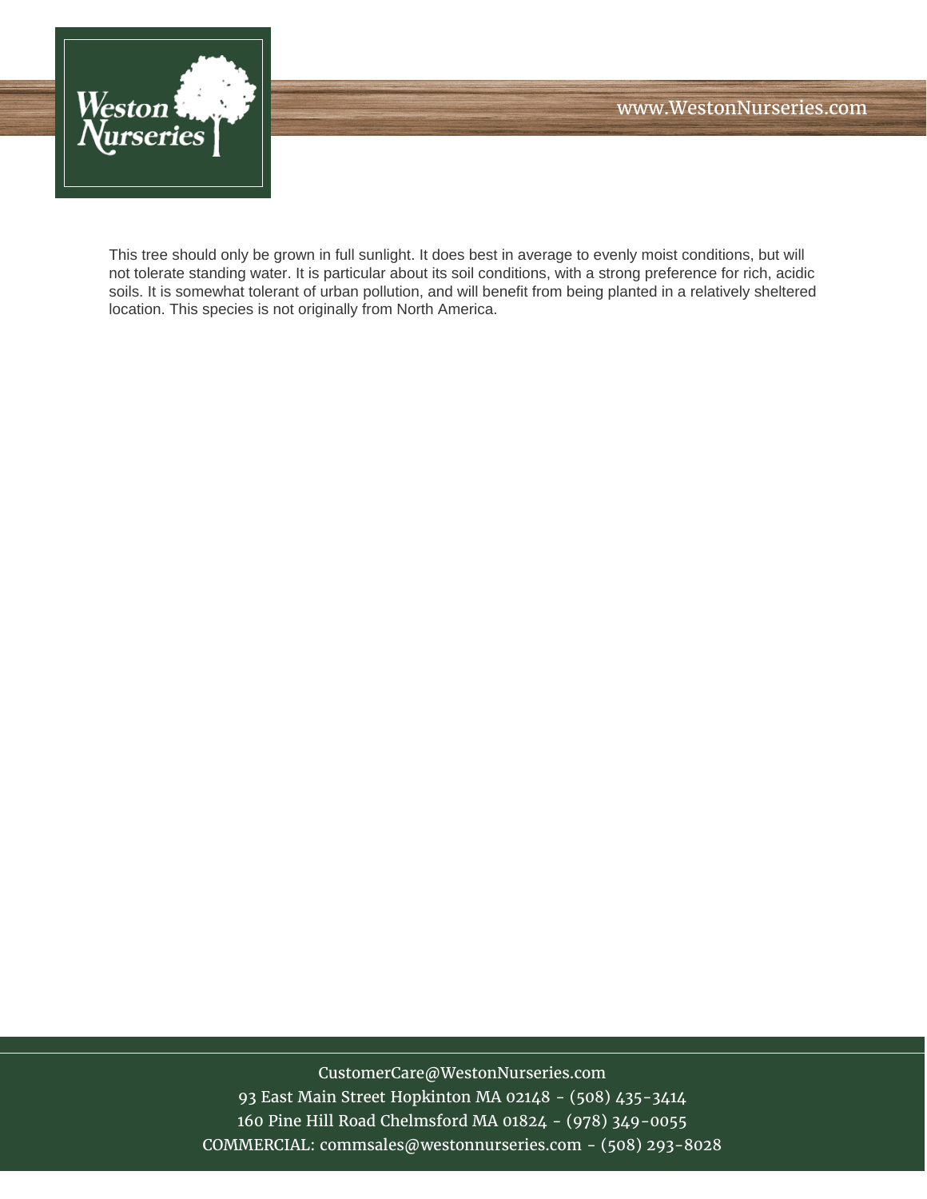This tree should only be grown in full sunlight. It does best in average to evenly moist conditions, but will not tolerate standing water. It is particular about its soil conditions, with a strong preference for rich, acidic soils. It is somewhat tolerant of urban pollution, and will benefit from being planted in a relatively sheltered location. This species is not originally from North America.